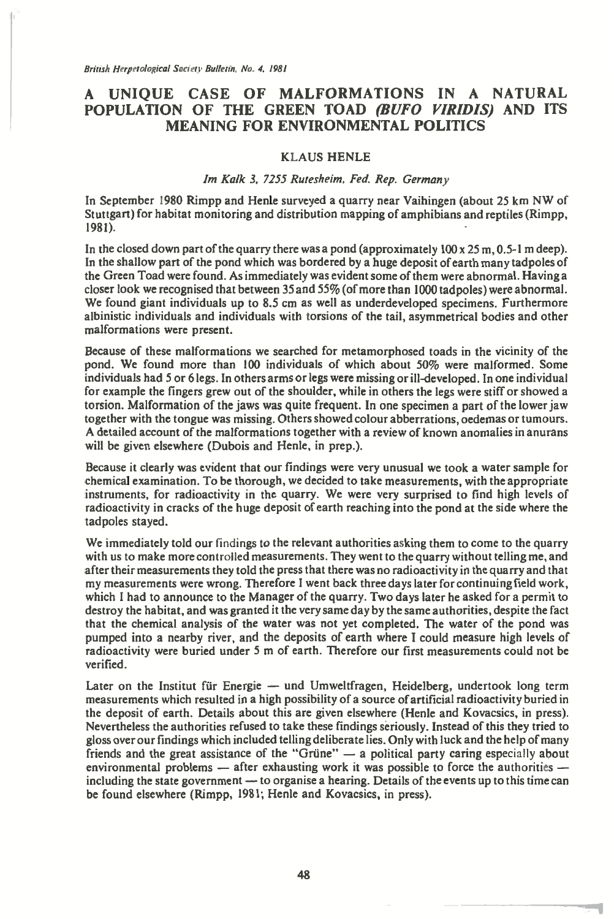# A UNIQUE CASE OF MALFORMATIONS IN A NATURAL POPULATION OF THE GREEN TOAD *(BUFO VIRIDIS)* AND ITS MEANING FOR ENVIRONMENTAL POLITICS

KLAUS HENLE

*Im Kalk 3, 7255 Rutesheim, Fed. Rep. Germany*

In September 1980 Rimpp and Henle surveyed a quarry near Vaihingen (about 25 km NW of Stuttgart) for habitat monitoring and distribution mapping of amphibians and reptiles (Rimpp, 1981).

In the closed down part of the quarry there was a pond (approximately 100 x 25 m, 0.5-1 m deep). In the shallow part of the pond which was bordered by a huge deposit of earth many tadpoles of the Green Toad were found. As immediately was evident some of them were abnormal. Having a closer look we recognised that between 35 and 55% (of more than 1000 tadpoles) were abnormal. We found giant individuals up to 8.5 cm as well as underdeveloped specimens. Furthermore albinistic individuals and individuals with torsions of the tail, asymmetrical bodies and other malformations were present.

Because of these malformations we searched for metamorphosed toads in the vicinity of the pond. We found more than 100 individuals of which about 50% were malformed. Some individuals had 5 or 6 legs. In others arms or legs were missing or ill-developed. In one individual for example the fingers grew out of the shoulder, while in others the legs were stiff or showed a torsion. Malformation of the jaws was quite frequent. In one specimen a part of the lower jaw together with the tongue was missing. Others showed colour abberrations, oedemas or tumours. A detailed account of the malformations together with a review of known anomalies in anurans will be given elsewhere (Dubois and Henle, in prep.).

Because it clearly was evident that our findings were very unusual we took a water sample for chemical examination. To be thorough, we decided to take measurements, with the appropriate instruments, for radioactivity in the quarry. We were very surprised to find high levels of radioactivity in cracks of the huge deposit of earth reaching into the pond at the side where the tadpoles stayed.

We immediately told our findings to the relevant authorities asking them to come to the quarry with us to make more controlled measurements. They went to the quarry without telling me, and after their measurements they told the press that there was no radioactivity in the quarry and that my measurements were wrong. Therefore I went back three days later for continuing field work, which I had to announce to the Manager of the quarry. Two days later he asked for a permit to destroy the habitat, and was granted it the very same day by the same authorities, despite the fact that the chemical analysis of the water was not yet completed. The water of the pond was pumped into a nearby river, and the deposits of earth where I could measure high levels of radioactivity were buried under 5 m of earth. Therefore our first measurements could not be verified.

Later on the Institut für Energie — und Umweltfragen, Heidelberg, undertook long term measurements which resulted in a high possibility of a source of artificial radioactivity buried in the deposit of earth. Details about this are given elsewhere (Henle and Kovacsics, in press). Nevertheless the authorities refused to take these findings seriously. Instead of this they tried to gloss over our findings which included telling deliberate lies. Only with luck and the help of many friends and the great assistance of the "Grüne" — a political party caring especially about environmental problems — after exhausting work it was possible to force the authorities — including the state government — to organise a hearing. Details of the events up to this time can be found elsewhere (Rimpp, 1981; Henle and Kovacsics, in press).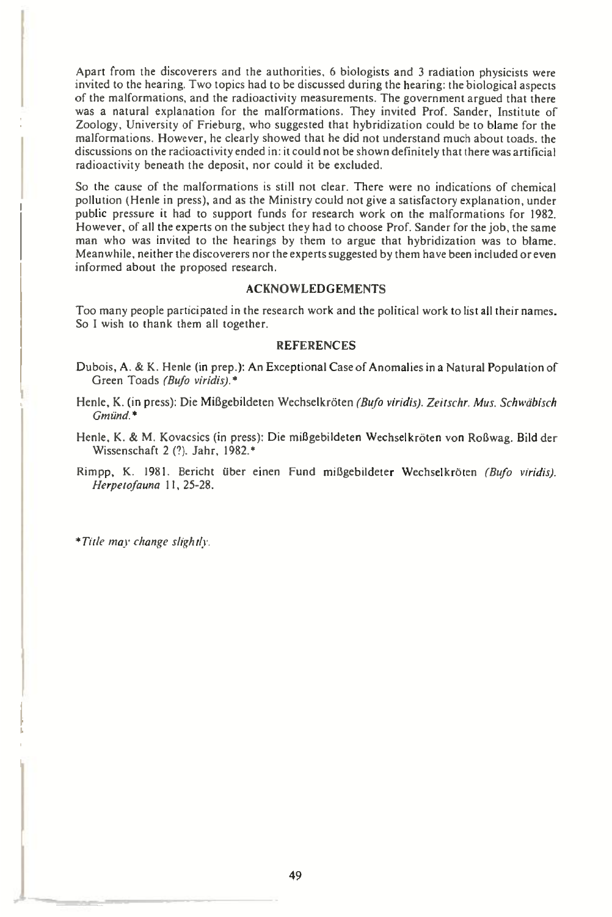Apart from the discoverers and the authorities, 6 biologists and 3 radiation physicists were invited to the hearing. Two topics had to be discussed during the hearing: the biological aspects of the malformations, and the radioactivity measurements. The government argued that there was a natural explanation for the malformations. They invited Prof. Sander, Institute of Zoology, University of Frieburg, who suggested that hybridization could be to blame for the malformations. However, he clearly showed that he did not understand much about toads. the discussions on the radioactivity ended in: it could not be shown definitely that there was artificial radioactivity beneath the deposit, nor could it be excluded.

So the cause of the malformations is still not clear. There were no indications of chemical pollution (Henle in press), and as the Ministry could not give a satisfactory explanation, under public pressure it had to support funds for research work on the malformations for 1982. However, of all the experts on the subject they had to choose Prof. Sander for the job, the same man who was invited to the hearings by them to argue that hybridization was to blame. Meanwhile, neither the discoverers nor the experts suggested by them have been included or even informed about the proposed research.

## ACKNOWLEDGEMENTS

Too many people participated in the research work and the political work to list all their names. So I wish to thank them all together.

## REFERENCES

Dubois, A. & K. Henle (in prep.): An Exceptional Case of Anomalies in a Natural Population of Green Toads *(Bufo viridis).*\*

Henle, K. (in press): Die Mißgebildeten Wechselkröten *(Bufo viridis). Zeitschr. Mus. Schwäbisch Gmünd.*\*

Henle, K. & M. Kovacsics (in press): Die mißgebildeten Wechselkröten von Roßwag. Bild der Wissenschaft 2 (?). Jahr, 1982.\*

Rimpp, K. 1981. Bericht über einen Fund mißgebildeter Wechselkröten *(Bufo viridis). Herpetofauna* 11, 25-28.

\**Title may change slightly.*